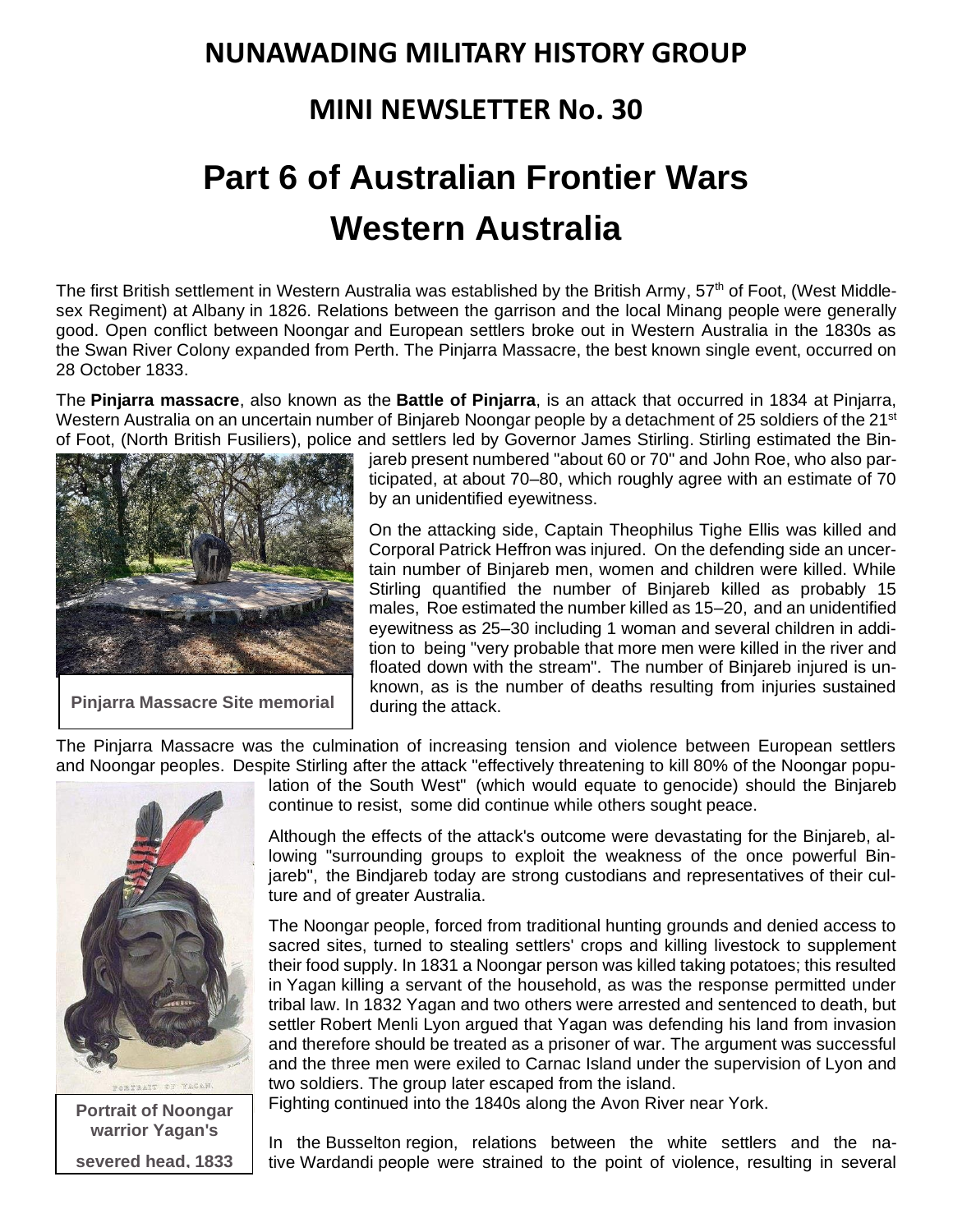# NUNAWADING MILITARY HISTORY GROUP

## MINI NEWSLETTER No. 30

# Part 6 of Australian Frontier Wars Western Australia

The first British settlement in Western Australia was established by the British Army, 57th of Foot, (West Middlesex Regiment) at Albany in 1826. Relations between the garrison and the local Minang people were generally good. Open conflict between Noongar and European settlers broke out in Western Australia in the 1830s as the Swan River Colony expanded from Perth. The Pinjarra Massacre, the best known single event, occurred on 28 October 1833.

The **Pinjarra massacre**, also known as the **Battle of Pinjarra**, is an attack that occurred in 1834 at Pinjarra, Western Australia on an uncertain number of Binjareb Noongar people by a detachment of 25 soldiers of the 21st of Foot, (North British Fusiliers), police and settlers led by Governor James Stirling. Stirling estimated the Binjareb present numbered "about 60 or 70" and John Roe, who also participated, at about 70–80, which roughly agree with an estimate of 70 by an unidentified eyewitness.

Pinjarra Massacre Site memorial

On the attacking side, Captain Theophilus Tighe Ellis was killed and Corporal Patrick Heffron was injured. On the defending side an uncertain number of Binjareb men, women and children were killed. While Stirling quantified the number of Binjareb killed as probably 15 males, Roe estimated the number killed as 15–20, and an unidentified eyewitness as 25–30 including 1 woman and several children in addition to being "very probable that more men were killed in the river and floated down with the stream". The number of Binjareb injured is unknown, as is the number of deaths resulting from injuries sustained during the attack.

The Pinjarra Massacre was the culmination of increasing tension and violence between European settlers and Noongar peoples. Despite Stirling after the attack "effectively threatening to kill 80% of the Noongar population of the South West" (which would equate to genocide) should the Binjareb continue to resist, some did continue while others sought peace.

Although the effects of the attack's outcome were devastating for the Binjareb, allowing "surrounding groups to exploit the weakness of the once powerful Binjareb", the Bindjareb today are strong custodians and representatives of their culture and of greater Australia.

The Noongar people, forced from traditional hunting grounds and denied access to sacred sites, turned to stealing settlers' crops and killing livestock to supplement their food supply. In 1831 a Noongar person was killed taking potatoes; this resulted in Yagan killing a servant of the household, as was the response permitted under tribal law. In 1832 Yagan and two others were arrested and sentenced to death, but settler Robert Menli Lyon argued that Yagan was defending his land from invasion and therefore should be treated as a prisoner of war. The argument was successful and the three men were exiled to Carnac Island under the supervision of Lyon and two soldiers. The group later escaped from the island.

Fighting continued into the 1840s along the Avon River near York.

Portrait of Noongar warrior Yagan's severed head, 1833

In the Busselton region, relations between the white settlers and the native Wardandi people were strained to the point of violence, resulting in several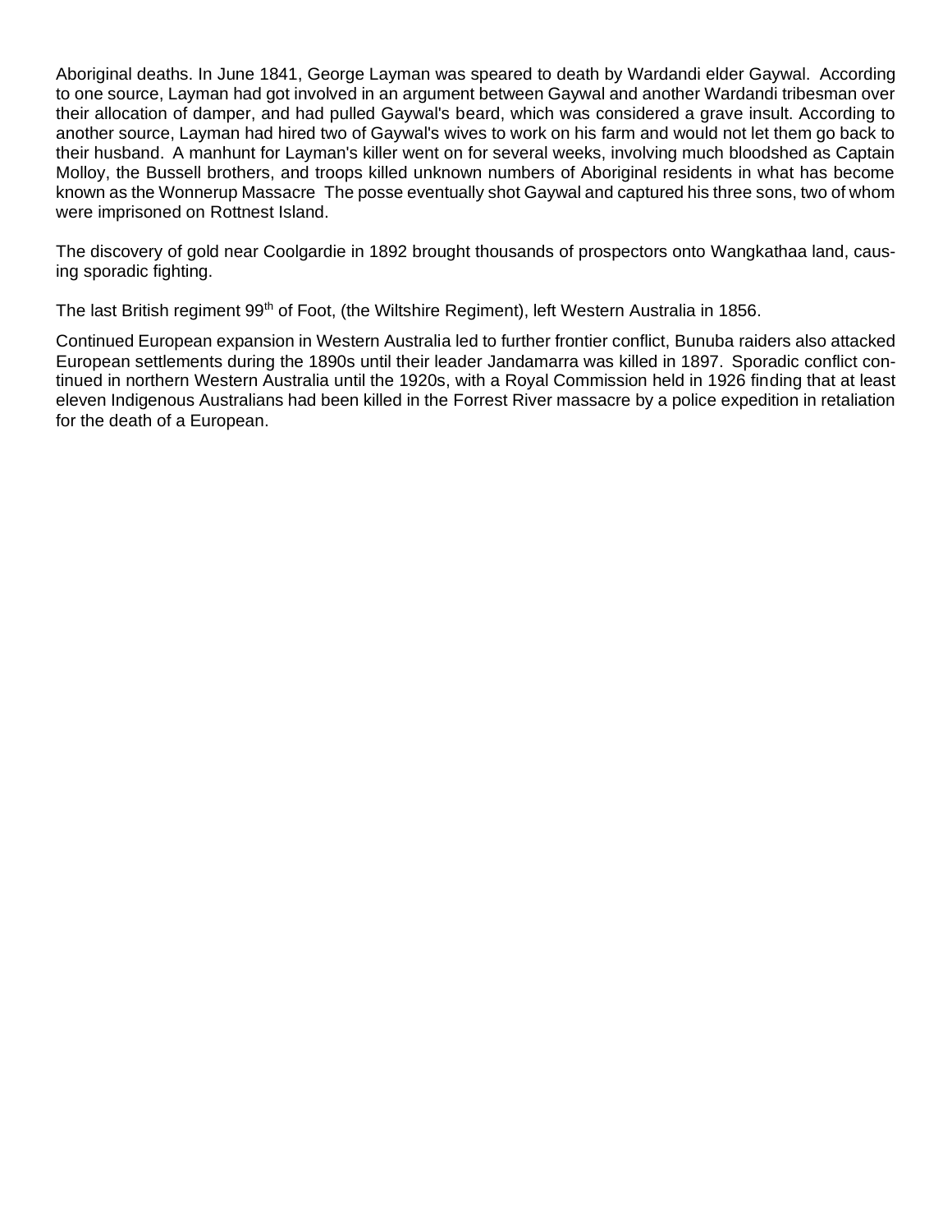Aboriginal deaths. In June 1841, George Layman was speared to death by Wardandi elder Gaywal. According to one source, Layman had got involved in an argument between Gaywal and another Wardandi tribesman over their allocation of damper, and had pulled Gaywal's beard, which was considered a grave insult. According to another source, Layman had hired two of Gaywal's wives to work on his farm and would not let them go back to their husband. A manhunt for Layman's killer went on for several weeks, involving much bloodshed as Captain Molloy, the Bussell brothers, and troops killed unknown numbers of Aboriginal residents in what has become known as the Wonnerup Massacre The posse eventually shot Gaywal and captured his three sons, two of whom were imprisoned on Rottnest Island.

The discovery of gold near Coolgardie in 1892 brought thousands of prospectors onto Wangkathaa land, causing sporadic fighting.

The last British regiment 99th of Foot, (the Wiltshire Regiment), left Western Australia in 1856.

Continued European expansion in Western Australia led to further frontier conflict, Bunuba raiders also attacked European settlements during the 1890s until their leader Jandamarra was killed in 1897. Sporadic conflict continued in northern Western Australia until the 1920s, with a Royal Commission held in 1926 finding that at least eleven Indigenous Australians had been killed in the Forrest River massacre by a police expedition in retaliation for the death of a European.